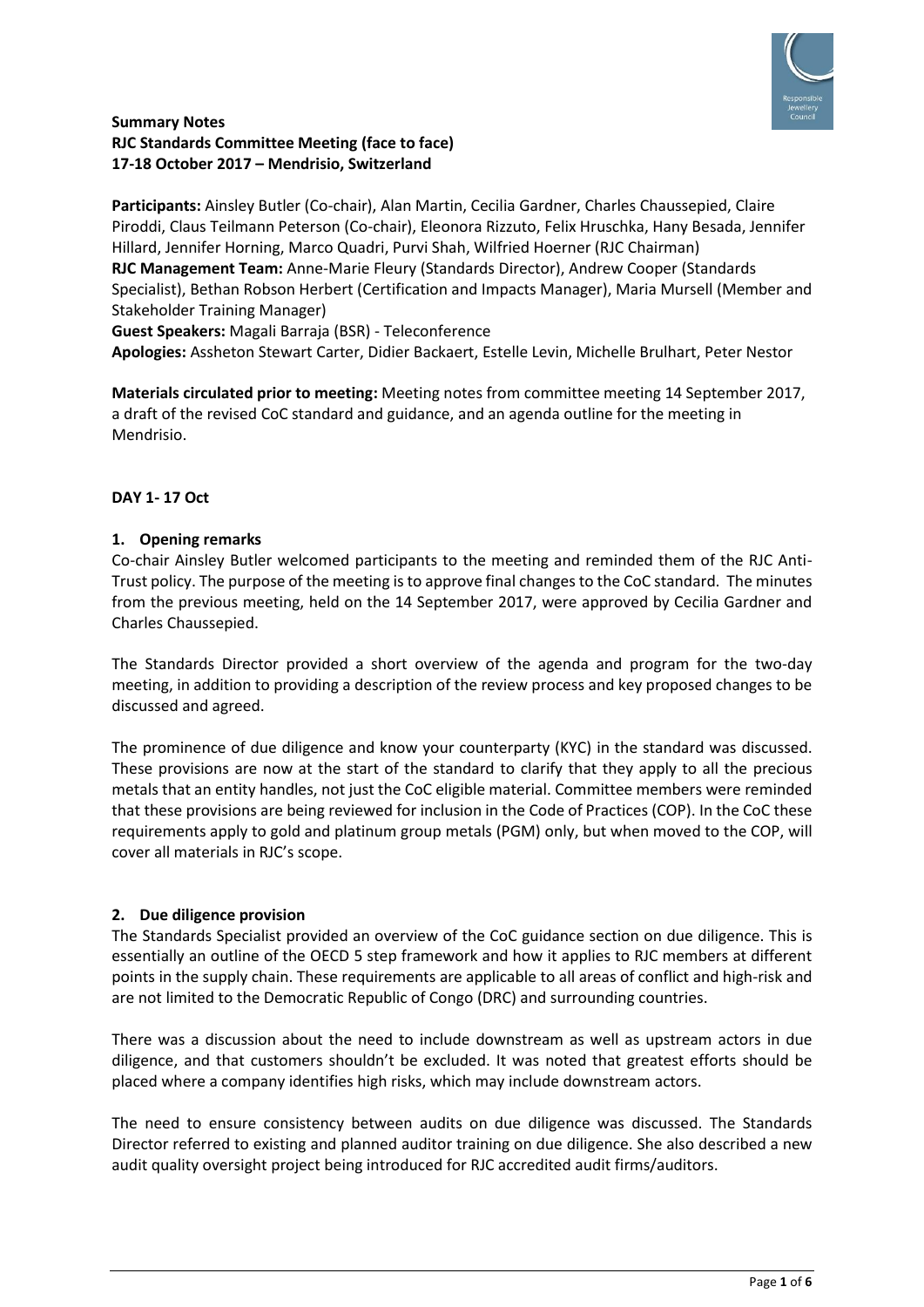**Summary Notes**
**RJC Standards Committee Meeting (face to face)**
**17-18 October 2017 – Mendrisio, Switzerland**

**Participants:** Ainsley Butler (Co-chair), Alan Martin, Cecilia Gardner, Charles Chaussepied, Claire Piroddi, Claus Teilmann Peterson (Co-chair), Eleonora Rizzuto, Felix Hruschka, Hany Besada, Jennifer Hillard, Jennifer Horning, Marco Quadri, Purvi Shah, Wilfried Hoerner (RJC Chairman)
**RJC Management Team:** Anne-Marie Fleury (Standards Director), Andrew Cooper (Standards Specialist), Bethan Robson Herbert (Certification and Impacts Manager), Maria Mursell (Member and Stakeholder Training Manager)
**Guest Speakers:** Magali Barraja (BSR) - Teleconference
**Apologies:** Assheton Stewart Carter, Didier Backaert, Estelle Levin, Michelle Brulhart, Peter Nestor

**Materials circulated prior to meeting:** Meeting notes from committee meeting 14 September 2017, a draft of the revised CoC standard and guidance, and an agenda outline for the meeting in Mendrisio.

**DAY 1- 17 Oct**

**1. Opening remarks**

Co-chair Ainsley Butler welcomed participants to the meeting and reminded them of the RJC Anti-Trust policy. The purpose of the meeting is to approve final changes to the CoC standard. The minutes from the previous meeting, held on the 14 September 2017, were approved by Cecilia Gardner and Charles Chaussepied.

The Standards Director provided a short overview of the agenda and program for the two-day meeting, in addition to providing a description of the review process and key proposed changes to be discussed and agreed.

The prominence of due diligence and know your counterparty (KYC) in the standard was discussed. These provisions are now at the start of the standard to clarify that they apply to all the precious metals that an entity handles, not just the CoC eligible material. Committee members were reminded that these provisions are being reviewed for inclusion in the Code of Practices (COP). In the CoC these requirements apply to gold and platinum group metals (PGM) only, but when moved to the COP, will cover all materials in RJC's scope.

**2. Due diligence provision**

The Standards Specialist provided an overview of the CoC guidance section on due diligence. This is essentially an outline of the OECD 5 step framework and how it applies to RJC members at different points in the supply chain. These requirements are applicable to all areas of conflict and high-risk and are not limited to the Democratic Republic of Congo (DRC) and surrounding countries.

There was a discussion about the need to include downstream as well as upstream actors in due diligence, and that customers shouldn't be excluded. It was noted that greatest efforts should be placed where a company identifies high risks, which may include downstream actors.

The need to ensure consistency between audits on due diligence was discussed. The Standards Director referred to existing and planned auditor training on due diligence. She also described a new audit quality oversight project being introduced for RJC accredited audit firms/auditors.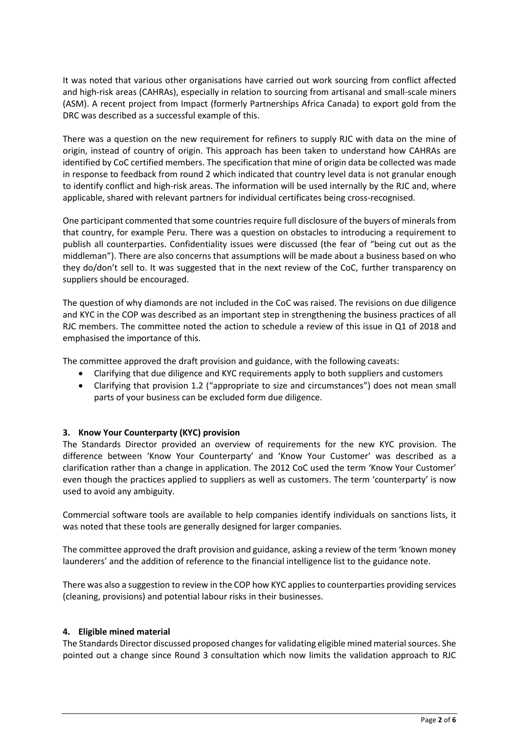It was noted that various other organisations have carried out work sourcing from conflict affected and high-risk areas (CAHRAs), especially in relation to sourcing from artisanal and small-scale miners (ASM). A recent project from Impact (formerly Partnerships Africa Canada) to export gold from the DRC was described as a successful example of this.

There was a question on the new requirement for refiners to supply RJC with data on the mine of origin, instead of country of origin. This approach has been taken to understand how CAHRAs are identified by CoC certified members. The specification that mine of origin data be collected was made in response to feedback from round 2 which indicated that country level data is not granular enough to identify conflict and high-risk areas. The information will be used internally by the RJC and, where applicable, shared with relevant partners for individual certificates being cross-recognised.

One participant commented that some countries require full disclosure of the buyers of minerals from that country, for example Peru. There was a question on obstacles to introducing a requirement to publish all counterparties. Confidentiality issues were discussed (the fear of "being cut out as the middleman"). There are also concerns that assumptions will be made about a business based on who they do/don't sell to. It was suggested that in the next review of the CoC, further transparency on suppliers should be encouraged.

The question of why diamonds are not included in the CoC was raised. The revisions on due diligence and KYC in the COP was described as an important step in strengthening the business practices of all RJC members. The committee noted the action to schedule a review of this issue in Q1 of 2018 and emphasised the importance of this.

The committee approved the draft provision and guidance, with the following caveats:

- Clarifying that due diligence and KYC requirements apply to both suppliers and customers
- Clarifying that provision 1.2 ("appropriate to size and circumstances") does not mean small parts of your business can be excluded form due diligence.

### 3. Know Your Counterparty (KYC) provision

The Standards Director provided an overview of requirements for the new KYC provision. The difference between 'Know Your Counterparty' and 'Know Your Customer' was described as a clarification rather than a change in application. The 2012 CoC used the term 'Know Your Customer' even though the practices applied to suppliers as well as customers. The term 'counterparty' is now used to avoid any ambiguity.

Commercial software tools are available to help companies identify individuals on sanctions lists, it was noted that these tools are generally designed for larger companies.

The committee approved the draft provision and guidance, asking a review of the term 'known money launderers' and the addition of reference to the financial intelligence list to the guidance note.

There was also a suggestion to review in the COP how KYC applies to counterparties providing services (cleaning, provisions) and potential labour risks in their businesses.

### 4. Eligible mined material

The Standards Director discussed proposed changes for validating eligible mined material sources. She pointed out a change since Round 3 consultation which now limits the validation approach to RJC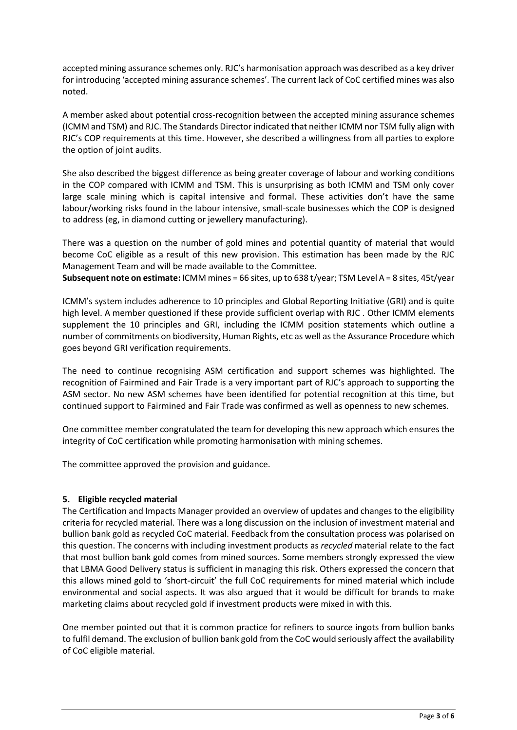accepted mining assurance schemes only. RJC's harmonisation approach was described as a key driver for introducing 'accepted mining assurance schemes'. The current lack of CoC certified mines was also noted.

A member asked about potential cross-recognition between the accepted mining assurance schemes (ICMM and TSM) and RJC. The Standards Director indicated that neither ICMM nor TSM fully align with RJC's COP requirements at this time. However, she described a willingness from all parties to explore the option of joint audits.

She also described the biggest difference as being greater coverage of labour and working conditions in the COP compared with ICMM and TSM. This is unsurprising as both ICMM and TSM only cover large scale mining which is capital intensive and formal. These activities don't have the same labour/working risks found in the labour intensive, small-scale businesses which the COP is designed to address (eg, in diamond cutting or jewellery manufacturing).

There was a question on the number of gold mines and potential quantity of material that would become CoC eligible as a result of this new provision. This estimation has been made by the RJC Management Team and will be made available to the Committee.
**Subsequent note on estimate:** ICMM mines = 66 sites, up to 638 t/year; TSM Level A = 8 sites, 45t/year

ICMM's system includes adherence to 10 principles and Global Reporting Initiative (GRI) and is quite high level. A member questioned if these provide sufficient overlap with RJC . Other ICMM elements supplement the 10 principles and GRI, including the ICMM position statements which outline a number of commitments on biodiversity, Human Rights, etc as well as the Assurance Procedure which goes beyond GRI verification requirements.

The need to continue recognising ASM certification and support schemes was highlighted. The recognition of Fairmined and Fair Trade is a very important part of RJC's approach to supporting the ASM sector. No new ASM schemes have been identified for potential recognition at this time, but continued support to Fairmined and Fair Trade was confirmed as well as openness to new schemes.

One committee member congratulated the team for developing this new approach which ensures the integrity of CoC certification while promoting harmonisation with mining schemes.

The committee approved the provision and guidance.

## 5. Eligible recycled material

The Certification and Impacts Manager provided an overview of updates and changes to the eligibility criteria for recycled material. There was a long discussion on the inclusion of investment material and bullion bank gold as recycled CoC material. Feedback from the consultation process was polarised on this question. The concerns with including investment products as *recycled* material relate to the fact that most bullion bank gold comes from mined sources. Some members strongly expressed the view that LBMA Good Delivery status is sufficient in managing this risk. Others expressed the concern that this allows mined gold to 'short-circuit' the full CoC requirements for mined material which include environmental and social aspects. It was also argued that it would be difficult for brands to make marketing claims about recycled gold if investment products were mixed in with this.

One member pointed out that it is common practice for refiners to source ingots from bullion banks to fulfil demand. The exclusion of bullion bank gold from the CoC would seriously affect the availability of CoC eligible material.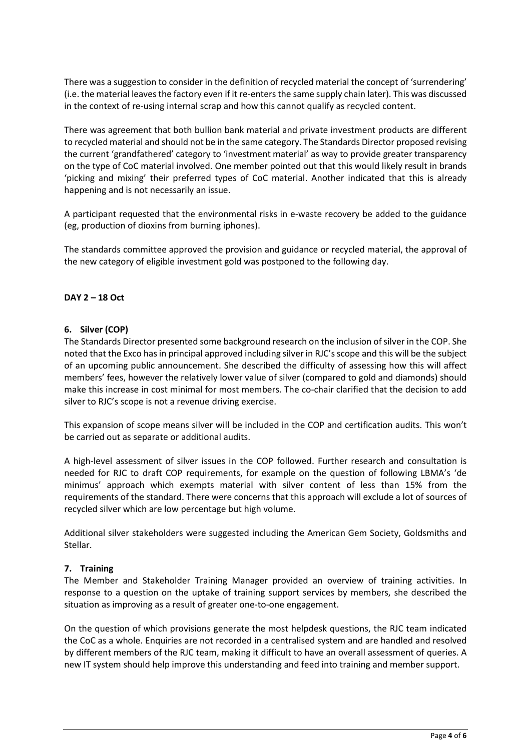There was a suggestion to consider in the definition of recycled material the concept of 'surrendering' (i.e. the material leaves the factory even if it re-enters the same supply chain later). This was discussed in the context of re-using internal scrap and how this cannot qualify as recycled content.

There was agreement that both bullion bank material and private investment products are different to recycled material and should not be in the same category. The Standards Director proposed revising the current 'grandfathered' category to 'investment material' as way to provide greater transparency on the type of CoC material involved. One member pointed out that this would likely result in brands 'picking and mixing' their preferred types of CoC material. Another indicated that this is already happening and is not necessarily an issue.

A participant requested that the environmental risks in e-waste recovery be added to the guidance (eg, production of dioxins from burning iphones).

The standards committee approved the provision and guidance or recycled material, the approval of the new category of eligible investment gold was postponed to the following day.

**DAY 2 – 18 Oct**

**6. Silver (COP)**

The Standards Director presented some background research on the inclusion of silver in the COP. She noted that the Exco has in principal approved including silver in RJC's scope and this will be the subject of an upcoming public announcement. She described the difficulty of assessing how this will affect members' fees, however the relatively lower value of silver (compared to gold and diamonds) should make this increase in cost minimal for most members. The co-chair clarified that the decision to add silver to RJC's scope is not a revenue driving exercise.

This expansion of scope means silver will be included in the COP and certification audits. This won't be carried out as separate or additional audits.

A high-level assessment of silver issues in the COP followed. Further research and consultation is needed for RJC to draft COP requirements, for example on the question of following LBMA's 'de minimus' approach which exempts material with silver content of less than 15% from the requirements of the standard. There were concerns that this approach will exclude a lot of sources of recycled silver which are low percentage but high volume.

Additional silver stakeholders were suggested including the American Gem Society, Goldsmiths and Stellar.

**7. Training**

The Member and Stakeholder Training Manager provided an overview of training activities. In response to a question on the uptake of training support services by members, she described the situation as improving as a result of greater one-to-one engagement.

On the question of which provisions generate the most helpdesk questions, the RJC team indicated the CoC as a whole. Enquiries are not recorded in a centralised system and are handled and resolved by different members of the RJC team, making it difficult to have an overall assessment of queries. A new IT system should help improve this understanding and feed into training and member support.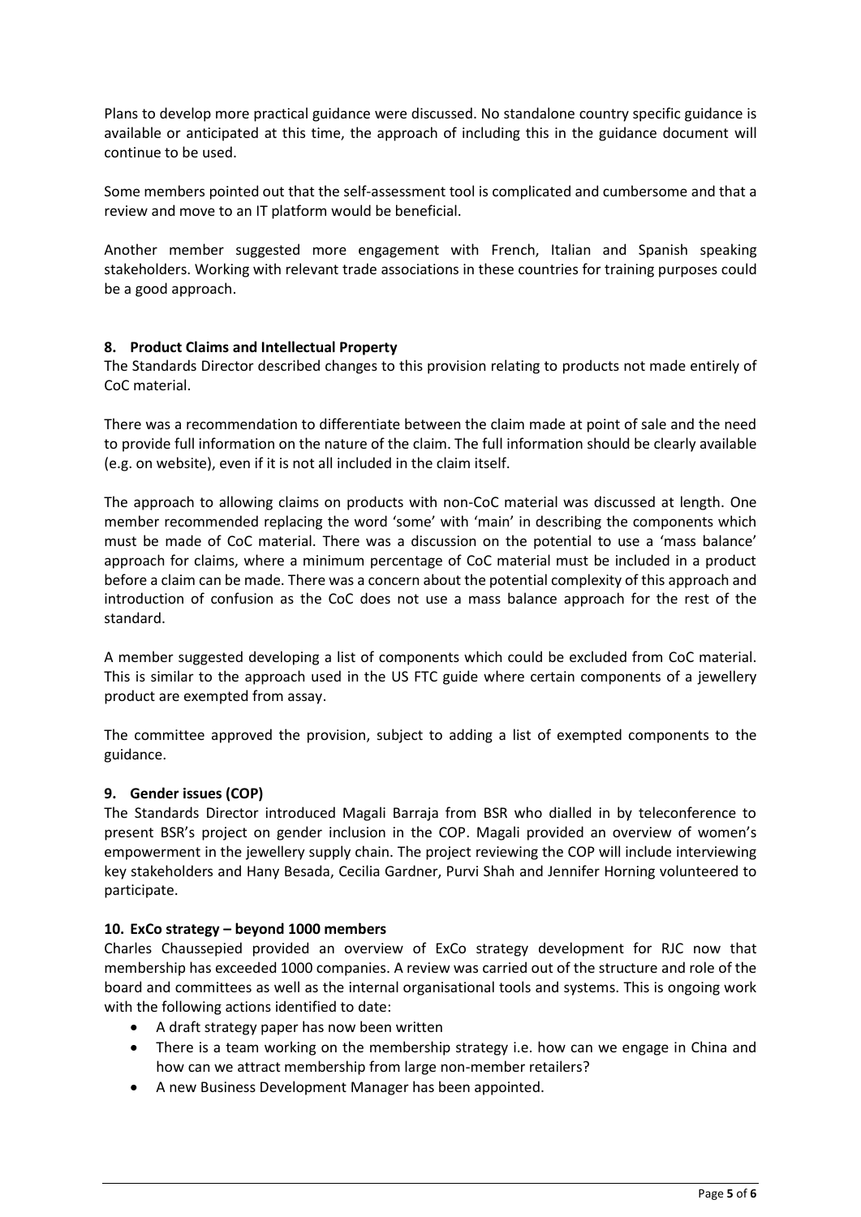Plans to develop more practical guidance were discussed. No standalone country specific guidance is available or anticipated at this time, the approach of including this in the guidance document will continue to be used.

Some members pointed out that the self-assessment tool is complicated and cumbersome and that a review and move to an IT platform would be beneficial.

Another member suggested more engagement with French, Italian and Spanish speaking stakeholders. Working with relevant trade associations in these countries for training purposes could be a good approach.

### 8. Product Claims and Intellectual Property

The Standards Director described changes to this provision relating to products not made entirely of CoC material.

There was a recommendation to differentiate between the claim made at point of sale and the need to provide full information on the nature of the claim. The full information should be clearly available (e.g. on website), even if it is not all included in the claim itself.

The approach to allowing claims on products with non-CoC material was discussed at length. One member recommended replacing the word 'some' with 'main' in describing the components which must be made of CoC material. There was a discussion on the potential to use a 'mass balance' approach for claims, where a minimum percentage of CoC material must be included in a product before a claim can be made. There was a concern about the potential complexity of this approach and introduction of confusion as the CoC does not use a mass balance approach for the rest of the standard.

A member suggested developing a list of components which could be excluded from CoC material. This is similar to the approach used in the US FTC guide where certain components of a jewellery product are exempted from assay.

The committee approved the provision, subject to adding a list of exempted components to the guidance.

### 9. Gender issues (COP)

The Standards Director introduced Magali Barraja from BSR who dialled in by teleconference to present BSR's project on gender inclusion in the COP. Magali provided an overview of women's empowerment in the jewellery supply chain. The project reviewing the COP will include interviewing key stakeholders and Hany Besada, Cecilia Gardner, Purvi Shah and Jennifer Horning volunteered to participate.

### 10. ExCo strategy – beyond 1000 members

Charles Chaussepied provided an overview of ExCo strategy development for RJC now that membership has exceeded 1000 companies. A review was carried out of the structure and role of the board and committees as well as the internal organisational tools and systems. This is ongoing work with the following actions identified to date:

- A draft strategy paper has now been written
- There is a team working on the membership strategy i.e. how can we engage in China and how can we attract membership from large non-member retailers?
- A new Business Development Manager has been appointed.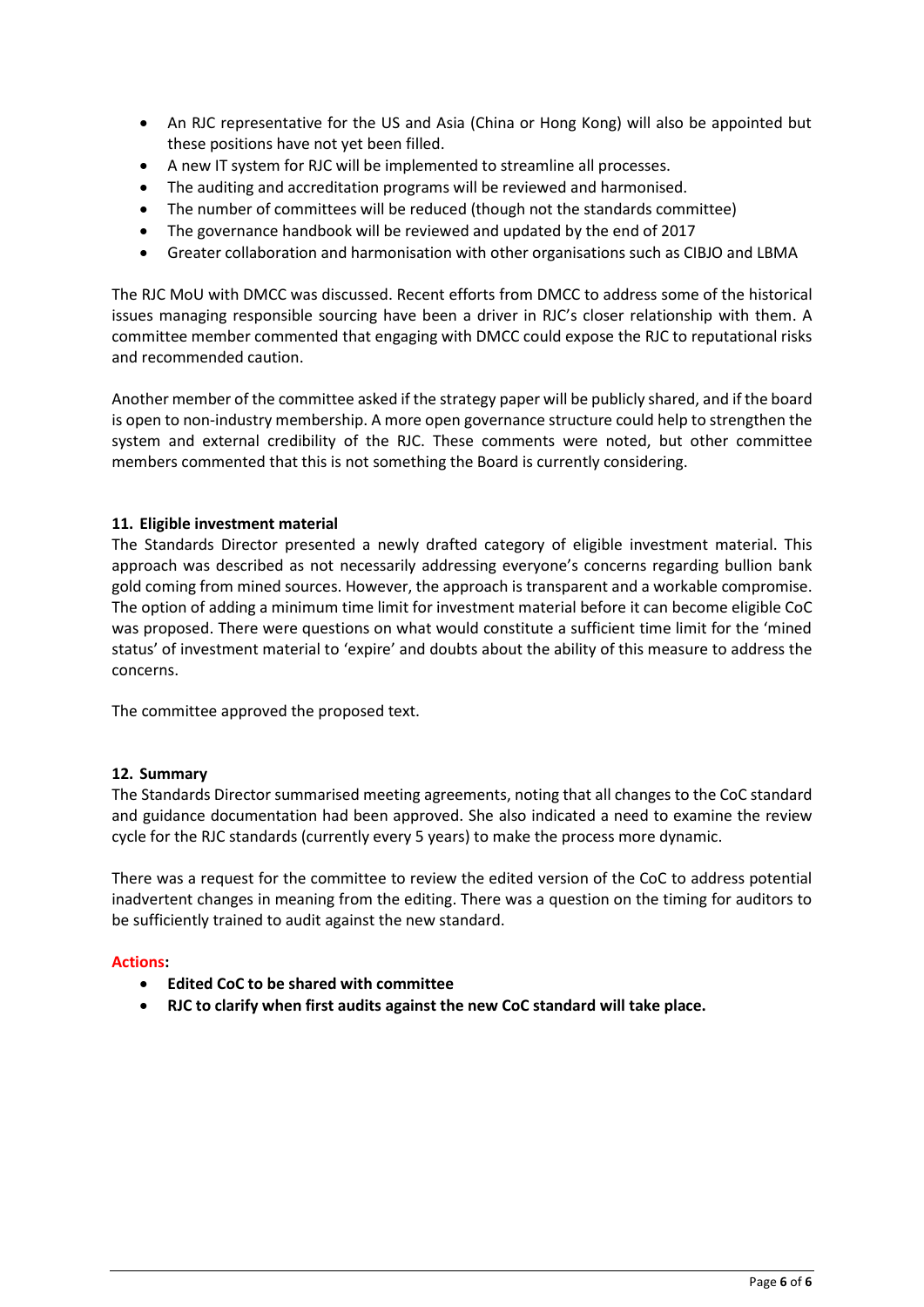- An RJC representative for the US and Asia (China or Hong Kong) will also be appointed but these positions have not yet been filled.
- A new IT system for RJC will be implemented to streamline all processes.
- The auditing and accreditation programs will be reviewed and harmonised.
- The number of committees will be reduced (though not the standards committee)
- The governance handbook will be reviewed and updated by the end of 2017
- Greater collaboration and harmonisation with other organisations such as CIBJO and LBMA

The RJC MoU with DMCC was discussed. Recent efforts from DMCC to address some of the historical issues managing responsible sourcing have been a driver in RJC's closer relationship with them. A committee member commented that engaging with DMCC could expose the RJC to reputational risks and recommended caution.

Another member of the committee asked if the strategy paper will be publicly shared, and if the board is open to non-industry membership. A more open governance structure could help to strengthen the system and external credibility of the RJC. These comments were noted, but other committee members commented that this is not something the Board is currently considering.

### 11. Eligible investment material

The Standards Director presented a newly drafted category of eligible investment material. This approach was described as not necessarily addressing everyone's concerns regarding bullion bank gold coming from mined sources. However, the approach is transparent and a workable compromise. The option of adding a minimum time limit for investment material before it can become eligible CoC was proposed. There were questions on what would constitute a sufficient time limit for the 'mined status' of investment material to 'expire' and doubts about the ability of this measure to address the concerns.

The committee approved the proposed text.

### 12. Summary

The Standards Director summarised meeting agreements, noting that all changes to the CoC standard and guidance documentation had been approved. She also indicated a need to examine the review cycle for the RJC standards (currently every 5 years) to make the process more dynamic.

There was a request for the committee to review the edited version of the CoC to address potential inadvertent changes in meaning from the editing. There was a question on the timing for auditors to be sufficiently trained to audit against the new standard.

**Actions:**

- **Edited CoC to be shared with committee**
- **RJC to clarify when first audits against the new CoC standard will take place.**